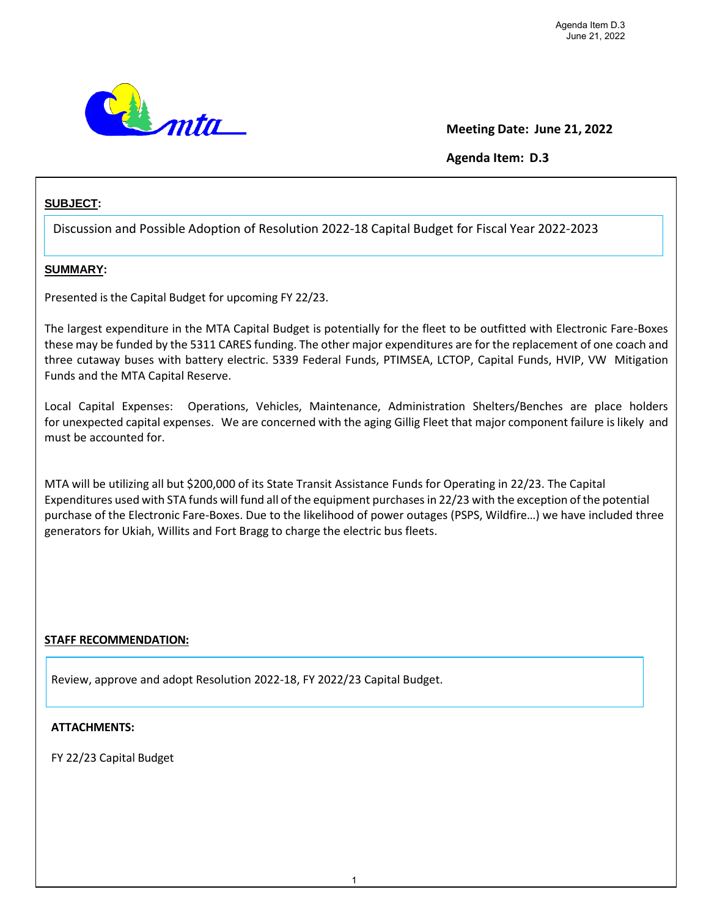**Meeting Date: June 21, 2022**

**Agenda Item: D.3**

## SUBJECT:

Discussion and Possible Adoption of Resolution 2022-18 Capital Budget for Fiscal Year 2022-2023

## SUMMARY:

Presented is the Capital Budget for upcoming FY 22/23.

The largest expenditure in the MTA Capital Budget is potentially for the fleet to be outfitted with Electronic Fare-Boxes these may be funded by the 5311 CARES funding. The other major expenditures are for the replacement of one coach and three cutaway buses with battery electric. 5339 Federal Funds, PTIMSEA, LCTOP, Capital Funds, HVIP, VW Mitigation Funds and the MTA Capital Reserve.

Local Capital Expenses: Operations, Vehicles, Maintenance, Administration Shelters/Benches are place holders for unexpected capital expenses. We are concerned with the aging Gillig Fleet that major component failure is likely and must be accounted for.

MTA will be utilizing all but $200,000 of its State Transit Assistance Funds for Operating in 22/23. The Capital Expenditures used with STA funds will fund all of the equipment purchases in 22/23 with the exception of the potential purchase of the Electronic Fare-Boxes. Due to the likelihood of power outages (PSPS, Wildfire…) we have included three generators for Ukiah, Willits and Fort Bragg to charge the electric bus fleets.

## STAFF RECOMMENDATION:

Review, approve and adopt Resolution 2022-18, FY 2022/23 Capital Budget.

**ATTACHMENTS:**

FY 22/23 Capital Budget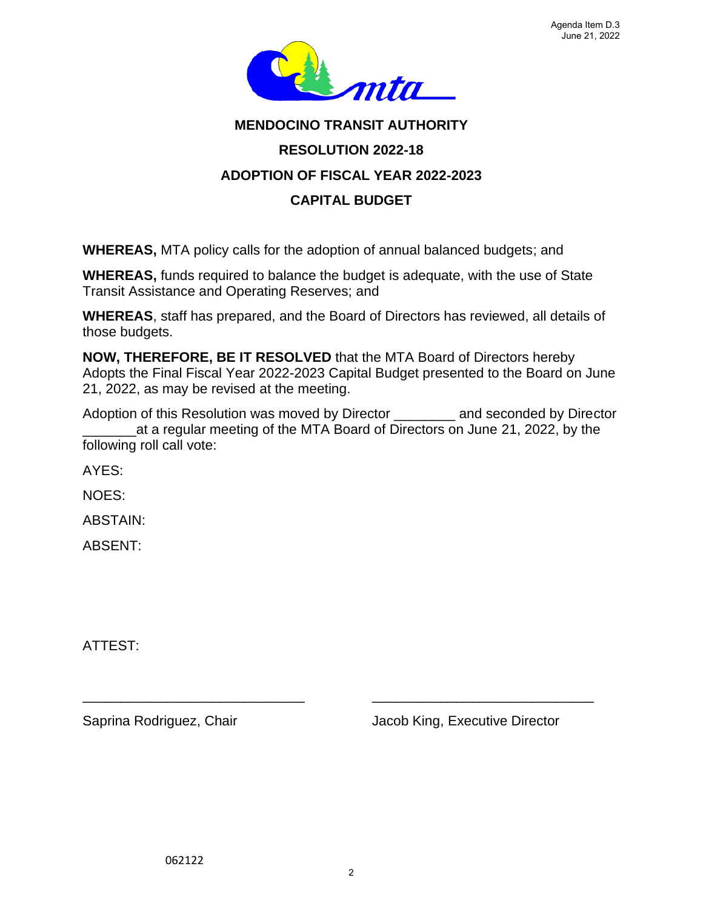Agenda Item D.3
June 21, 2022

# MENDOCINO TRANSIT AUTHORITY

## RESOLUTION 2022-18

## ADOPTION OF FISCAL YEAR 2022-2023

## CAPITAL BUDGET

**WHEREAS,** MTA policy calls for the adoption of annual balanced budgets; and

**WHEREAS,** funds required to balance the budget is adequate, with the use of State Transit Assistance and Operating Reserves; and

**WHEREAS**, staff has prepared, and the Board of Directors has reviewed, all details of those budgets.

**NOW, THEREFORE, BE IT RESOLVED** that the MTA Board of Directors hereby Adopts the Final Fiscal Year 2022-2023 Capital Budget presented to the Board on June 21, 2022, as may be revised at the meeting.

Adoption of this Resolution was moved by Director ________ and seconded by Director _______at a regular meeting of the MTA Board of Directors on June 21, 2022, by the following roll call vote:

AYES:

NOES:

ABSTAIN:

ABSENT:

ATTEST:

_____________________________ _____________________________

Saprina Rodriguez, Chair Jacob King, Executive Director

062122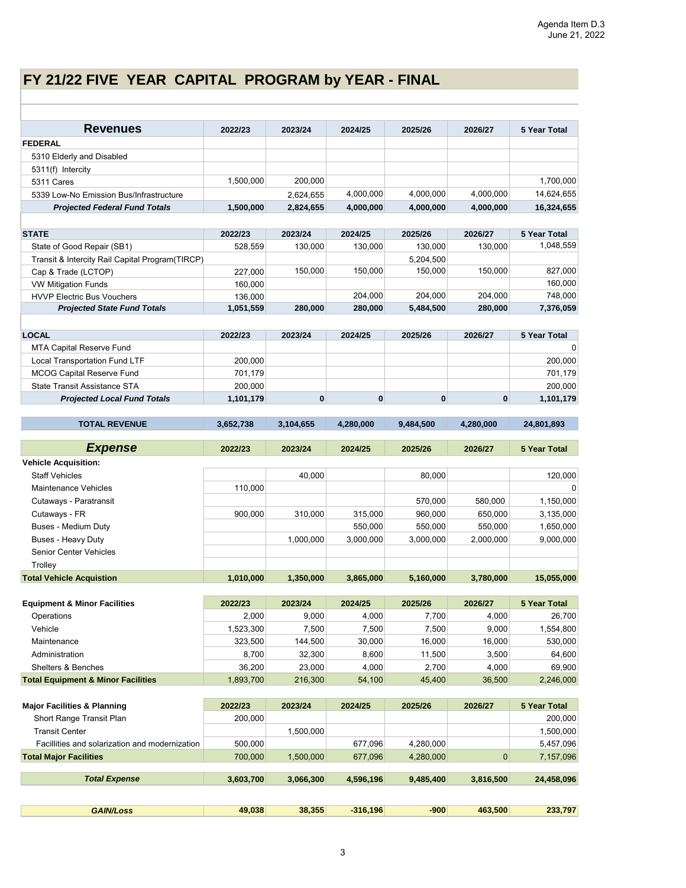# FY 21/22 FIVE YEAR CAPITAL PROGRAM by YEAR - FINAL

| Revenues | 2022/23 | 2023/24 | 2024/25 | 2025/26 | 2026/27 | 5 Year Total |
|---|---|---|---|---|---|---|
| **FEDERAL** | | | | | | |
| 5310 Elderly and Disabled | | | | | | |
| 5311(f) Intercity | | | | | | |
| 5311 Cares | 1,500,000 | 200,000 | | | | 1,700,000 |
| 5339 Low-No Emission Bus/Infrastructure | | 2,624,655 | 4,000,000 | 4,000,000 | 4,000,000 | 14,624,655 |
| ***Projected Federal Fund Totals*** | **1,500,000** | **2,824,655** | **4,000,000** | **4,000,000** | **4,000,000** | **16,324,655** |
| | | | | | | |
| **STATE** | **2022/23** | **2023/24** | **2024/25** | **2025/26** | **2026/27** | **5 Year Total** |
| State of Good Repair (SB1) | 528,559 | 130,000 | 130,000 | 130,000 | 130,000 | 1,048,559 |
| Transit & Intercity Rail Capital Program(TIRCP) | | | | 5,204,500 | | |
| Cap & Trade (LCTOP) | 227,000 | 150,000 | 150,000 | 150,000 | 150,000 | 827,000 |
| VW Mitigation Funds | 160,000 | | | | | 160,000 |
| HVVP Electric Bus Vouchers | 136,000 | | 204,000 | 204,000 | 204,000 | 748,000 |
| ***Projected State Fund Totals*** | **1,051,559** | **280,000** | **280,000** | **5,484,500** | **280,000** | **7,376,059** |
| | | | | | | |
| **LOCAL** | **2022/23** | **2023/24** | **2024/25** | **2025/26** | **2026/27** | **5 Year Total** |
| MTA Capital Reserve Fund | | | | | | 0 |
| Local Transportation Fund LTF | 200,000 | | | | | 200,000 |
| MCOG Capital Reserve Fund | 701,179 | | | | | 701,179 |
| State Transit Assistance STA | 200,000 | | | | | 200,000 |
| ***Projected Local Fund Totals*** | **1,101,179** | **0** | **0** | **0** | **0** | **1,101,179** |
| | | | | | | |
| **TOTAL REVENUE** | **3,652,738** | **3,104,655** | **4,280,000** | **9,484,500** | **4,280,000** | **24,801,893** |

| Expense | 2022/23 | 2023/24 | 2024/25 | 2025/26 | 2026/27 | 5 Year Total |
|---|---|---|---|---|---|---|
| **Vehicle Acquisition:** | | | | | | |
| Staff Vehicles | | 40,000 | | 80,000 | | 120,000 |
| Maintenance Vehicles | 110,000 | | | | | 0 |
| Cutaways - Paratransit | | | | 570,000 | 580,000 | 1,150,000 |
| Cutaways - FR | 900,000 | 310,000 | 315,000 | 960,000 | 650,000 | 3,135,000 |
| Buses - Medium Duty | | | 550,000 | 550,000 | 550,000 | 1,650,000 |
| Buses - Heavy Duty | | 1,000,000 | 3,000,000 | 3,000,000 | 2,000,000 | 9,000,000 |
| Senior Center Vehicles | | | | | | |
| Trolley | | | | | | |
| **Total Vehicle Acquistion** | **1,010,000** | **1,350,000** | **3,865,000** | **5,160,000** | **3,780,000** | **15,055,000** |
| | | | | | | |
| **Equipment & Minor Facilities** | **2022/23** | **2023/24** | **2024/25** | **2025/26** | **2026/27** | **5 Year Total** |
| Operations | 2,000 | 9,000 | 4,000 | 7,700 | 4,000 | 26,700 |
| Vehicle | 1,523,300 | 7,500 | 7,500 | 7,500 | 9,000 | 1,554,800 |
| Maintenance | 323,500 | 144,500 | 30,000 | 16,000 | 16,000 | 530,000 |
| Administration | 8,700 | 32,300 | 8,600 | 11,500 | 3,500 | 64,600 |
| Shelters & Benches | 36,200 | 23,000 | 4,000 | 2,700 | 4,000 | 69,900 |
| **Total Equipment & Minor Facilities** | 1,893,700 | 216,300 | 54,100 | 45,400 | 36,500 | 2,246,000 |
| | | | | | | |
| **Major Facilities & Planning** | **2022/23** | **2023/24** | **2024/25** | **2025/26** | **2026/27** | **5 Year Total** |
| Short Range Transit Plan | 200,000 | | | | | 200,000 |
| Transit Center | | 1,500,000 | | | | 1,500,000 |
| Facillities and solarization and modernization | 500,000 | | 677,096 | 4,280,000 | | 5,457,096 |
| **Total Major Facilities** | 700,000 | 1,500,000 | 677,096 | 4,280,000 | 0 | 7,157,096 |
| | | | | | | |
| ***Total Expense*** | **3,603,700** | **3,066,300** | **4,596,196** | **9,485,400** | **3,816,500** | **24,458,096** |
| | | | | | | |
| ***GAIN/Loss*** | **49,038** | **38,355** | **-316,196** | **-900** | **463,500** | **233,797** |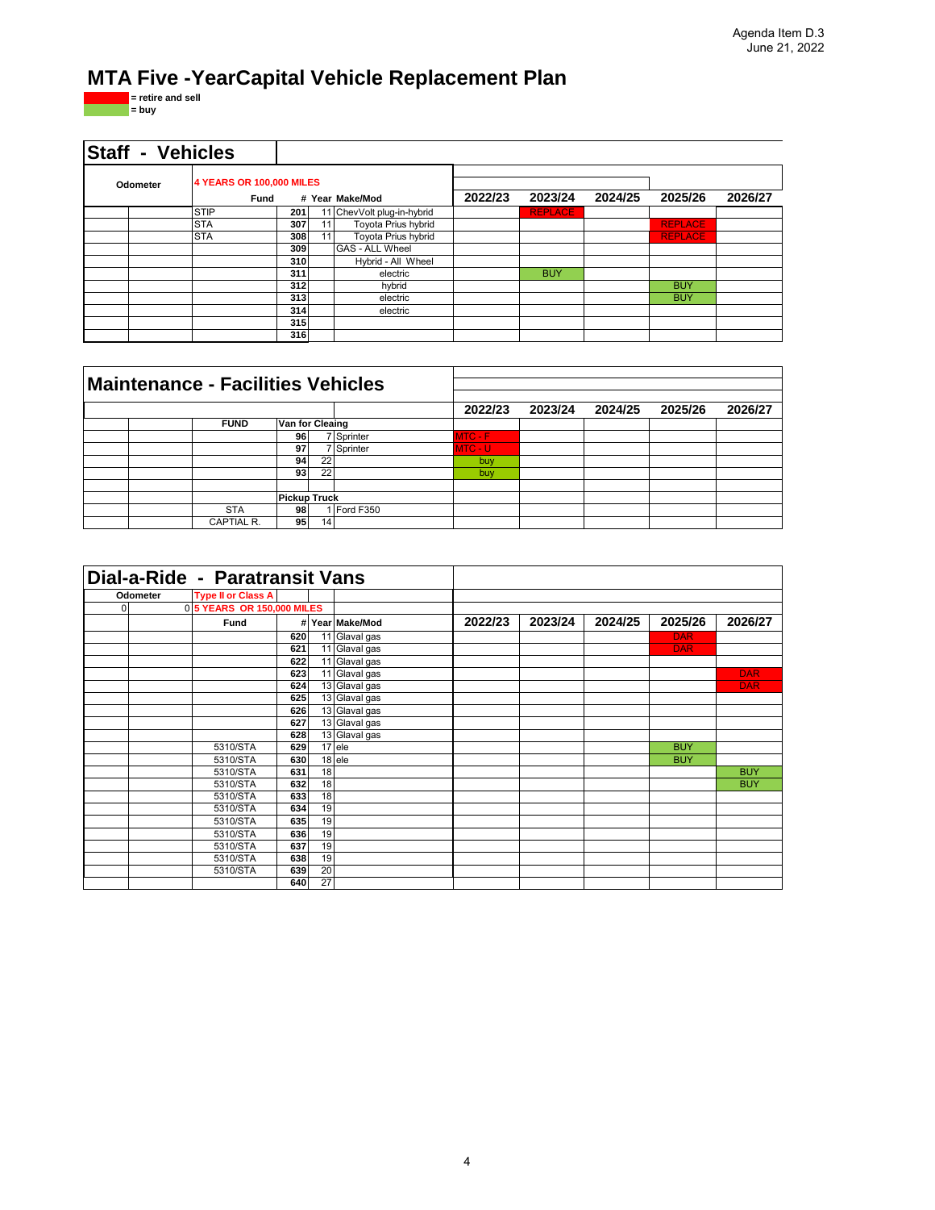Agenda Item D.3
June 21, 2022

# MTA Five -YearCapital Vehicle Replacement Plan

= retire and sell
= buy

## Staff - Vehicles

| Odometer | | Fund | # | Year | Make/Mod | 2022/23 | 2023/24 | 2024/25 | 2025/26 | 2026/27 |
|---|---|---|---|---|---|---|---|---|---|---|
| | | 4 YEARS OR 100,000 MILES | | | | | | | | |
| | | STIP | 201 | 11 | ChevVolt plug-in-hybrid | | REPLACE | | | |
| | | STA | 307 | 11 | Toyota Prius hybrid | | | | REPLACE | |
| | | STA | 308 | 11 | Toyota Prius hybrid | | | | REPLACE | |
| | | | 309 | | GAS - ALL Wheel | | | | | |
| | | | 310 | | Hybrid - All Wheel | | | | | |
| | | | 311 | | electric | | BUY | | | |
| | | | 312 | | hybrid | | | | BUY | |
| | | | 313 | | electric | | | | BUY | |
| | | | 314 | | electric | | | | | |
| | | | 315 | | | | | | | |
| | | | 316 | | | | | | | |

## Maintenance - Facilities Vehicles

| | | FUND | # | Year | Make/Mod | 2022/23 | 2023/24 | 2024/25 | 2025/26 | 2026/27 |
|---|---|---|---|---|---|---|---|---|---|---|
| | | | Van for Cleaing | | | | | | | |
| | | | 96 | 7 | Sprinter | MTC - F | | | | |
| | | | 97 | 7 | Sprinter | MTC - U | | | | |
| | | | 94 | 22 | | buy | | | | |
| | | | 93 | 22 | | buy | | | | |
| | | | | | | | | | | |
| | | | Pickup Truck | | | | | | | |
| | | STA | 98 | 1 | Ford F350 | | | | | |
| | | CAPTIAL R. | 95 | 14 | | | | | | |

## Dial-a-Ride - Paratransit Vans

| Odometer | | Fund | # | Year | Make/Mod | 2022/23 | 2023/24 | 2024/25 | 2025/26 | 2026/27 |
|---|---|---|---|---|---|---|---|---|---|---|
| | | Type II or Class A | | | | | | | | |
| 0 | 0 | 5 YEARS OR 150,000 MILES | | | | | | | | |
| | | | 620 | 11 | Glaval gas | | | | DAR | |
| | | | 621 | 11 | Glaval gas | | | | DAR | |
| | | | 622 | 11 | Glaval gas | | | | | |
| | | | 623 | 11 | Glaval gas | | | | | DAR |
| | | | 624 | 13 | Glaval gas | | | | | DAR |
| | | | 625 | 13 | Glaval gas | | | | | |
| | | | 626 | 13 | Glaval gas | | | | | |
| | | | 627 | 13 | Glaval gas | | | | | |
| | | | 628 | 13 | Glaval gas | | | | | |
| | | 5310/STA | 629 | 17 | ele | | | | BUY | |
| | | 5310/STA | 630 | 18 | ele | | | | BUY | |
| | | 5310/STA | 631 | 18 | | | | | | BUY |
| | | 5310/STA | 632 | 18 | | | | | | BUY |
| | | 5310/STA | 633 | 18 | | | | | | |
| | | 5310/STA | 634 | 19 | | | | | | |
| | | 5310/STA | 635 | 19 | | | | | | |
| | | 5310/STA | 636 | 19 | | | | | | |
| | | 5310/STA | 637 | 19 | | | | | | |
| | | 5310/STA | 638 | 19 | | | | | | |
| | | 5310/STA | 639 | 20 | | | | | | |
| | | | 640 | 27 | | | | | | |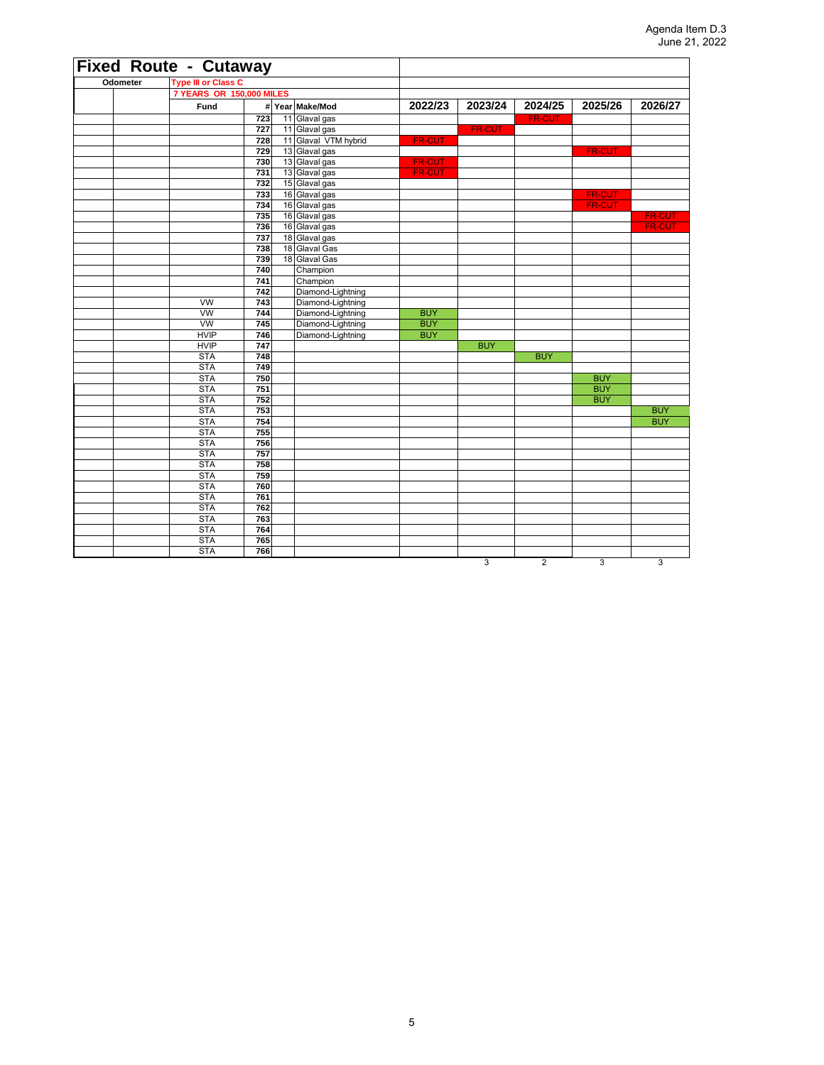Agenda Item D.3
June 21, 2022

## Fixed Route - Cutaway

| Odometer | | Type III or Class C | | | | | | | | |
|---|---|---|---|---|---|---|---|---|---|---|
| | | 7 YEARS OR 150,000 MILES | | | | | | | | |
| | | Fund | # | Year | Make/Mod | 2022/23 | 2023/24 | 2024/25 | 2025/26 | 2026/27 |
| | | | 723 | 11 | Glaval gas | | | FR-CUT | | |
| | | | 727 | 11 | Glaval gas | | FR-CUT | | | |
| | | | 728 | 11 | Glaval VTM hybrid | FR-CUT | | | | |
| | | | 729 | 13 | Glaval gas | | | | FR-CUT | |
| | | | 730 | 13 | Glaval gas | FR-CUT | | | | |
| | | | 731 | 13 | Glaval gas | FR-CUT | | | | |
| | | | 732 | 15 | Glaval gas | | | | | |
| | | | 733 | 16 | Glaval gas | | | | FR-CUT | |
| | | | 734 | 16 | Glaval gas | | | | FR-CUT | |
| | | | 735 | 16 | Glaval gas | | | | | FR-CUT |
| | | | 736 | 16 | Glaval gas | | | | | FR-CUT |
| | | | 737 | 18 | Glaval gas | | | | | |
| | | | 738 | 18 | Glaval Gas | | | | | |
| | | | 739 | 18 | Glaval Gas | | | | | |
| | | | 740 | | Champion | | | | | |
| | | | 741 | | Champion | | | | | |
| | | | 742 | | Diamond-Lightning | | | | | |
| | | VW | 743 | | Diamond-Lightning | | | | | |
| | | VW | 744 | | Diamond-Lightning | BUY | | | | |
| | | VW | 745 | | Diamond-Lightning | BUY | | | | |
| | | HVIP | 746 | | Diamond-Lightning | BUY | | | | |
| | | HVIP | 747 | | | | BUY | | | |
| | | STA | 748 | | | | | BUY | | |
| | | STA | 749 | | | | | | | |
| | | STA | 750 | | | | | | BUY | |
| | | STA | 751 | | | | | | BUY | |
| | | STA | 752 | | | | | | BUY | |
| | | STA | 753 | | | | | | | BUY |
| | | STA | 754 | | | | | | | BUY |
| | | STA | 755 | | | | | | | |
| | | STA | 756 | | | | | | | |
| | | STA | 757 | | | | | | | |
| | | STA | 758 | | | | | | | |
| | | STA | 759 | | | | | | | |
| | | STA | 760 | | | | | | | |
| | | STA | 761 | | | | | | | |
| | | STA | 762 | | | | | | | |
| | | STA | 763 | | | | | | | |
| | | STA | 764 | | | | | | | |
| | | STA | 765 | | | | | | | |
| | | STA | 766 | | | | | | | |
| | | | | | | | 3 | 2 | 3 | 3 |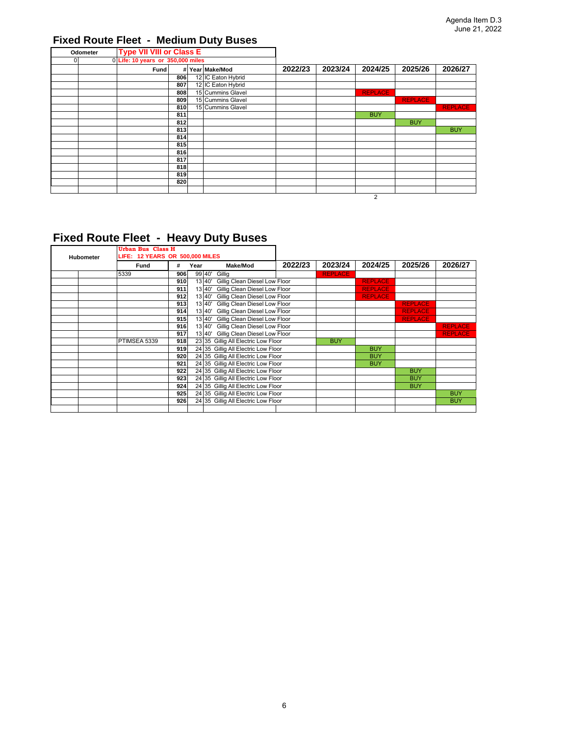Agenda Item D.3
June 21, 2022

## Fixed Route Fleet - Medium Duty Buses

| Odometer | | Type VII VIII or Class E | | | | | | | | |
|---|---|---|---|---|---|---|---|---|---|---|
| 0 | 0 | Life: 10 years or 350,000 miles | | | | | | | | |
| | | Fund | # | Year | Make/Mod | 2022/23 | 2023/24 | 2024/25 | 2025/26 | 2026/27 |
| | | | 806 | 12 | IC Eaton Hybrid | | | | | |
| | | | 807 | 12 | IC Eaton Hybrid | | | | | |
| | | | 808 | 15 | Cummins Glavel | | | REPLACE | | |
| | | | 809 | 15 | Cummins Glavel | | | | REPLACE | |
| | | | 810 | 15 | Cummins Glavel | | | | | REPLACE |
| | | | 811 | | | | | BUY | | |
| | | | 812 | | | | | | BUY | |
| | | | 813 | | | | | | | BUY |
| | | | 814 | | | | | | | |
| | | | 815 | | | | | | | |
| | | | 816 | | | | | | | |
| | | | 817 | | | | | | | |
| | | | 818 | | | | | | | |
| | | | 819 | | | | | | | |
| | | | 820 | | | | | | | |
| | | | | | | | | | | |
| | | | | | | | | 2 | | |

## Fixed Route Fleet - Heavy Duty Buses

| Hubometer | | Urban Bus Class H LIFE: 12 YEARS OR 500,000 MILES | | | | | | | | |
|---|---|---|---|---|---|---|---|---|---|---|
| | | Fund | # | Year | Make/Mod | 2022/23 | 2023/24 | 2024/25 | 2025/26 | 2026/27 |
| | | 5339 | 906 | 99 | 40' Gillig | REPLACE | | | | |
| | | | 910 | 13 | 40' Gillig Clean Diesel Low Floor | | | REPLACE | | |
| | | | 911 | 13 | 40' Gillig Clean Diesel Low Floor | | | REPLACE | | |
| | | | 912 | 13 | 40' Gillig Clean Diesel Low Floor | | | REPLACE | | |
| | | | 913 | 13 | 40' Gillig Clean Diesel Low Floor | | | | REPLACE | |
| | | | 914 | 13 | 40' Gillig Clean Diesel Low Floor | | | | REPLACE | |
| | | | 915 | 13 | 40' Gillig Clean Diesel Low Floor | | | | REPLACE | |
| | | | 916 | 13 | 40' Gillig Clean Diesel Low Floor | | | | | REPLACE |
| | | | 917 | 13 | 40' Gillig Clean Diesel Low Floor | | | | | REPLACE |
| | | PTIMSEA 5339 | 918 | 23 | 35 Gillig All Electric Low Floor | | BUY | | | |
| | | | 919 | 24 | 35 Gillig All Electric Low Floor | | | BUY | | |
| | | | 920 | 24 | 35 Gillig All Electric Low Floor | | | BUY | | |
| | | | 921 | 24 | 35 Gillig All Electric Low Floor | | | BUY | | |
| | | | 922 | 24 | 35 Gillig All Electric Low Floor | | | | BUY | |
| | | | 923 | 24 | 35 Gillig All Electric Low Floor | | | | BUY | |
| | | | 924 | 24 | 35 Gillig All Electric Low Floor | | | | BUY | |
| | | | 925 | 24 | 35 Gillig All Electric Low Floor | | | | | BUY |
| | | | 926 | 24 | 35 Gillig All Electric Low Floor | | | | | BUY |
| | | | | | | | | | | |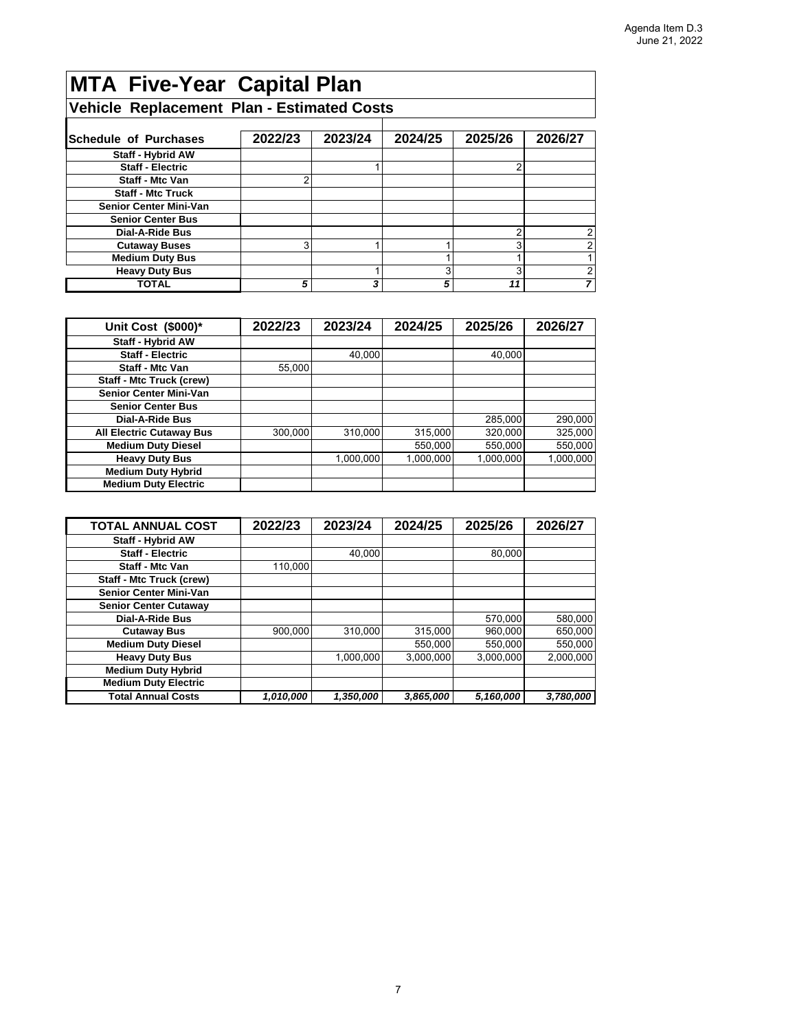Agenda Item D.3
June 21, 2022

# MTA Five-Year Capital Plan

## Vehicle Replacement Plan - Estimated Costs

| Schedule of Purchases | 2022/23 | 2023/24 | 2024/25 | 2025/26 | 2026/27 |
|---|---|---|---|---|---|
| Staff - Hybrid AW | | | | | |
| Staff - Electric | | 1 | | 2 | |
| Staff - Mtc Van | 2 | | | | |
| Staff - Mtc Truck | | | | | |
| Senior Center Mini-Van | | | | | |
| Senior Center Bus | | | | | |
| Dial-A-Ride Bus | | | | 2 | 2 |
| Cutaway Buses | 3 | 1 | 1 | 3 | 2 |
| Medium Duty Bus | | | 1 | 1 | 1 |
| Heavy Duty Bus | | 1 | 3 | 3 | 2 |
| **TOTAL** | ***5*** | ***3*** | ***5*** | ***11*** | ***7*** |

| Unit Cost ($000)* | 2022/23 | 2023/24 | 2024/25 | 2025/26 | 2026/27 |
|---|---|---|---|---|---|
| Staff - Hybrid AW | | | | | |
| Staff - Electric | | 40,000 | | 40,000 | |
| Staff - Mtc Van | 55,000 | | | | |
| Staff - Mtc Truck (crew) | | | | | |
| Senior Center Mini-Van | | | | | |
| Senior Center Bus | | | | | |
| Dial-A-Ride Bus | | | | 285,000 | 290,000 |
| All Electric Cutaway Bus | 300,000 | 310,000 | 315,000 | 320,000 | 325,000 |
| Medium Duty Diesel | | | 550,000 | 550,000 | 550,000 |
| Heavy Duty Bus | | 1,000,000 | 1,000,000 | 1,000,000 | 1,000,000 |
| Medium Duty Hybrid | | | | | |
| Medium Duty Electric | | | | | |

| TOTAL ANNUAL COST | 2022/23 | 2023/24 | 2024/25 | 2025/26 | 2026/27 |
|---|---|---|---|---|---|
| Staff - Hybrid AW | | | | | |
| Staff - Electric | | 40,000 | | 80,000 | |
| Staff - Mtc Van | 110,000 | | | | |
| Staff - Mtc Truck (crew) | | | | | |
| Senior Center Mini-Van | | | | | |
| Senior Center Cutaway | | | | | |
| Dial-A-Ride Bus | | | | 570,000 | 580,000 |
| Cutaway Bus | 900,000 | 310,000 | 315,000 | 960,000 | 650,000 |
| Medium Duty Diesel | | | 550,000 | 550,000 | 550,000 |
| Heavy Duty Bus | | 1,000,000 | 3,000,000 | 3,000,000 | 2,000,000 |
| Medium Duty Hybrid | | | | | |
| Medium Duty Electric | | | | | |
| **Total Annual Costs** | ***1,010,000*** | ***1,350,000*** | ***3,865,000*** | ***5,160,000*** | ***3,780,000*** |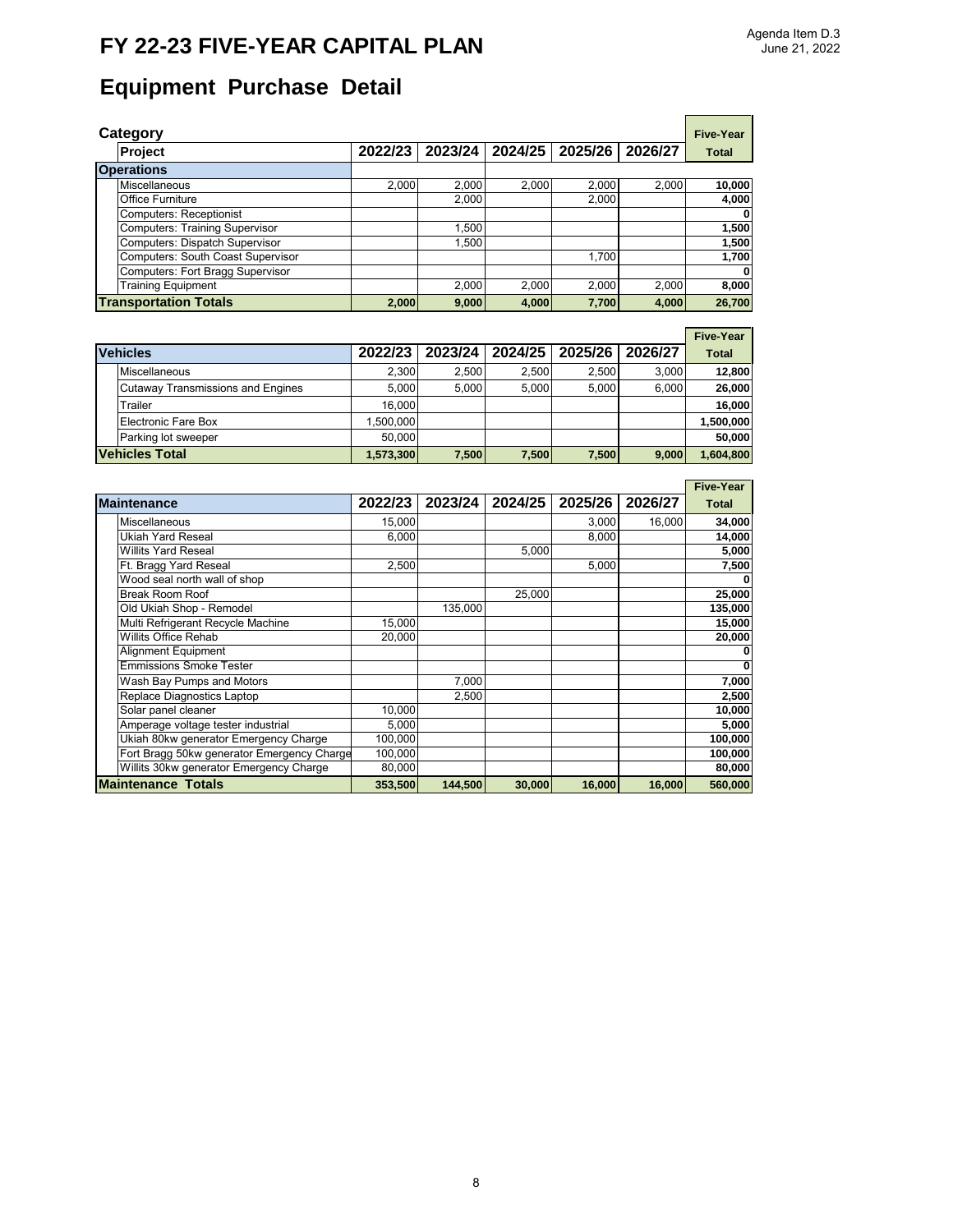# FY 22-23 FIVE-YEAR CAPITAL PLAN

Agenda Item D.3
June 21, 2022

## Equipment Purchase Detail

| Category / Project | 2022/23 | 2023/24 | 2024/25 | 2025/26 | 2026/27 | Five-Year Total |
|---|---|---|---|---|---|---|
| **Operations** | | | | | | |
| Miscellaneous | 2,000 | 2,000 | 2,000 | 2,000 | 2,000 | **10,000** |
| Office Furniture | | 2,000 | | 2,000 | | **4,000** |
| Computers: Receptionist | | | | | | **0** |
| Computers: Training Supervisor | | 1,500 | | | | **1,500** |
| Computers: Dispatch Supervisor | | 1,500 | | | | **1,500** |
| Computers: South Coast Supervisor | | | | 1,700 | | **1,700** |
| Computers: Fort Bragg Supervisor | | | | | | **0** |
| Training Equipment | | 2,000 | 2,000 | 2,000 | 2,000 | **8,000** |
| **Transportation Totals** | **2,000** | **9,000** | **4,000** | **7,700** | **4,000** | **26,700** |

| Vehicles | 2022/23 | 2023/24 | 2024/25 | 2025/26 | 2026/27 | Five-Year Total |
|---|---|---|---|---|---|---|
| Miscellaneous | 2,300 | 2,500 | 2,500 | 2,500 | 3,000 | **12,800** |
| Cutaway Transmissions and Engines | 5,000 | 5,000 | 5,000 | 5,000 | 6,000 | **26,000** |
| Trailer | 16,000 | | | | | **16,000** |
| Electronic Fare Box | 1,500,000 | | | | | **1,500,000** |
| Parking lot sweeper | 50,000 | | | | | **50,000** |
| **Vehicles Total** | **1,573,300** | **7,500** | **7,500** | **7,500** | **9,000** | **1,604,800** |

| Maintenance | 2022/23 | 2023/24 | 2024/25 | 2025/26 | 2026/27 | Five-Year Total |
|---|---|---|---|---|---|---|
| Miscellaneous | 15,000 | | | 3,000 | 16,000 | **34,000** |
| Ukiah Yard Reseal | 6,000 | | | 8,000 | | **14,000** |
| Willits Yard Reseal | | | 5,000 | | | **5,000** |
| Ft. Bragg Yard Reseal | 2,500 | | | 5,000 | | **7,500** |
| Wood seal north wall of shop | | | | | | **0** |
| Break Room Roof | | | 25,000 | | | **25,000** |
| Old Ukiah Shop - Remodel | | 135,000 | | | | **135,000** |
| Multi Refrigerant Recycle Machine | 15,000 | | | | | **15,000** |
| Willits Office Rehab | 20,000 | | | | | **20,000** |
| Alignment Equipment | | | | | | **0** |
| Emmissions Smoke Tester | | | | | | **0** |
| Wash Bay Pumps and Motors | | 7,000 | | | | **7,000** |
| Replace Diagnostics Laptop | | 2,500 | | | | **2,500** |
| Solar panel cleaner | 10,000 | | | | | **10,000** |
| Amperage voltage tester industrial | 5,000 | | | | | **5,000** |
| Ukiah 80kw generator Emergency Charge | 100,000 | | | | | **100,000** |
| Fort Bragg 50kw generator Emergency Charge | 100,000 | | | | | **100,000** |
| Willits 30kw generator Emergency Charge | 80,000 | | | | | **80,000** |
| **Maintenance Totals** | **353,500** | **144,500** | **30,000** | **16,000** | **16,000** | **560,000** |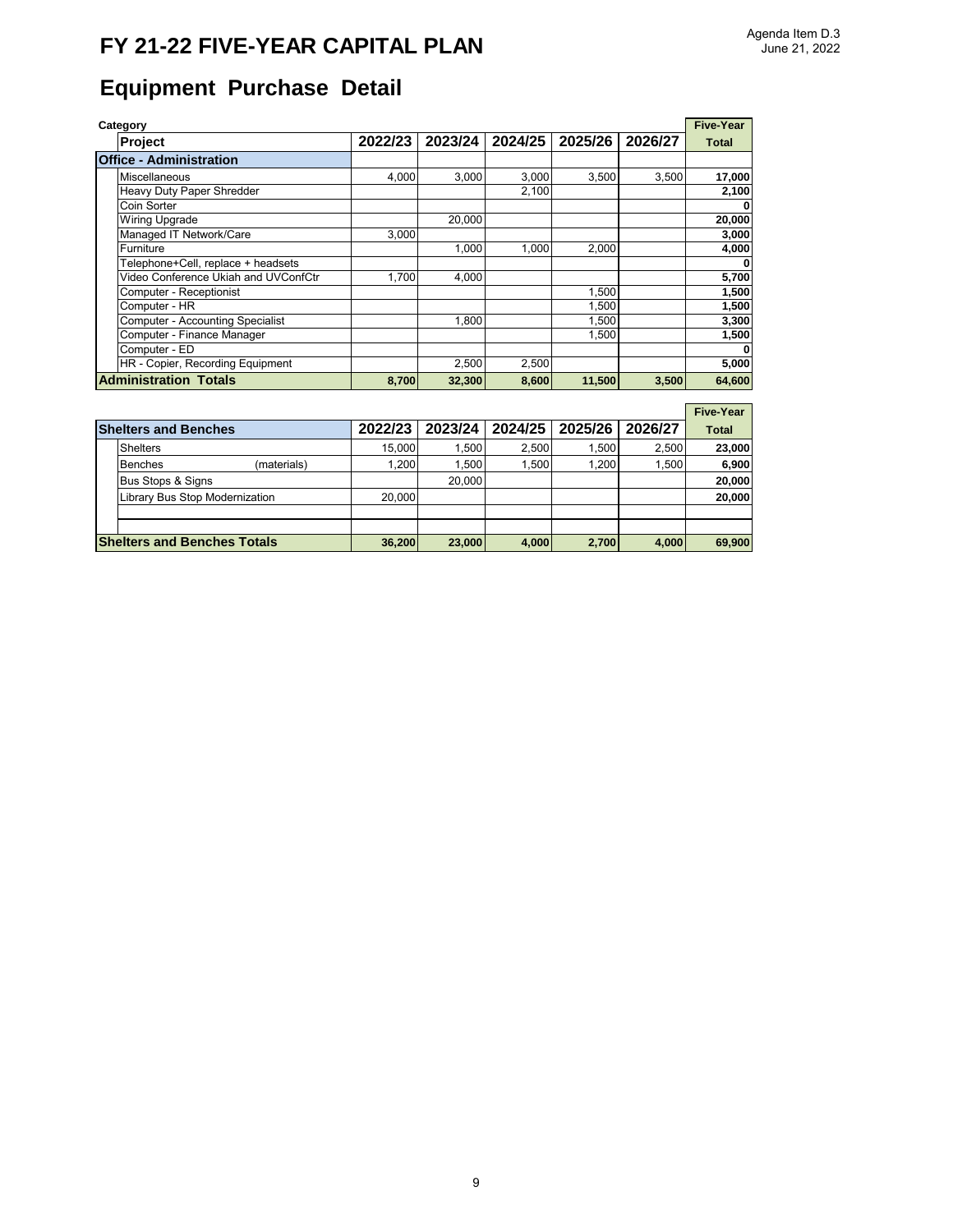# FY 21-22 FIVE-YEAR CAPITAL PLAN

Agenda Item D.3
June 21, 2022

## Equipment Purchase Detail

| Category / Project | 2022/23 | 2023/24 | 2024/25 | 2025/26 | 2026/27 | Five-Year Total |
|---|---|---|---|---|---|---|
| **Office - Administration** | | | | | | |
| Miscellaneous | 4,000 | 3,000 | 3,000 | 3,500 | 3,500 | **17,000** |
| Heavy Duty Paper Shredder | | | 2,100 | | | **2,100** |
| Coin Sorter | | | | | | **0** |
| Wiring Upgrade | | 20,000 | | | | **20,000** |
| Managed IT Network/Care | 3,000 | | | | | **3,000** |
| Furniture | | 1,000 | 1,000 | 2,000 | | **4,000** |
| Telephone+Cell, replace + headsets | | | | | | **0** |
| Video Conference Ukiah and UVConfCtr | 1,700 | 4,000 | | | | **5,700** |
| Computer - Receptionist | | | | 1,500 | | **1,500** |
| Computer - HR | | | | 1,500 | | **1,500** |
| Computer - Accounting Specialist | | 1,800 | | 1,500 | | **3,300** |
| Computer - Finance Manager | | | | 1,500 | | **1,500** |
| Computer - ED | | | | | | **0** |
| HR - Copier, Recording Equipment | | 2,500 | 2,500 | | | **5,000** |
| **Administration Totals** | **8,700** | **32,300** | **8,600** | **11,500** | **3,500** | **64,600** |

| Shelters and Benches | 2022/23 | 2023/24 | 2024/25 | 2025/26 | 2026/27 | Five-Year Total |
|---|---|---|---|---|---|---|
| Shelters | 15,000 | 1,500 | 2,500 | 1,500 | 2,500 | **23,000** |
| Benches (materials) | 1,200 | 1,500 | 1,500 | 1,200 | 1,500 | **6,900** |
| Bus Stops & Signs | | 20,000 | | | | **20,000** |
| Library Bus Stop Modernization | 20,000 | | | | | **20,000** |
| | | | | | | |
| | | | | | | |
| **Shelters and Benches Totals** | **36,200** | **23,000** | **4,000** | **2,700** | **4,000** | **69,900** |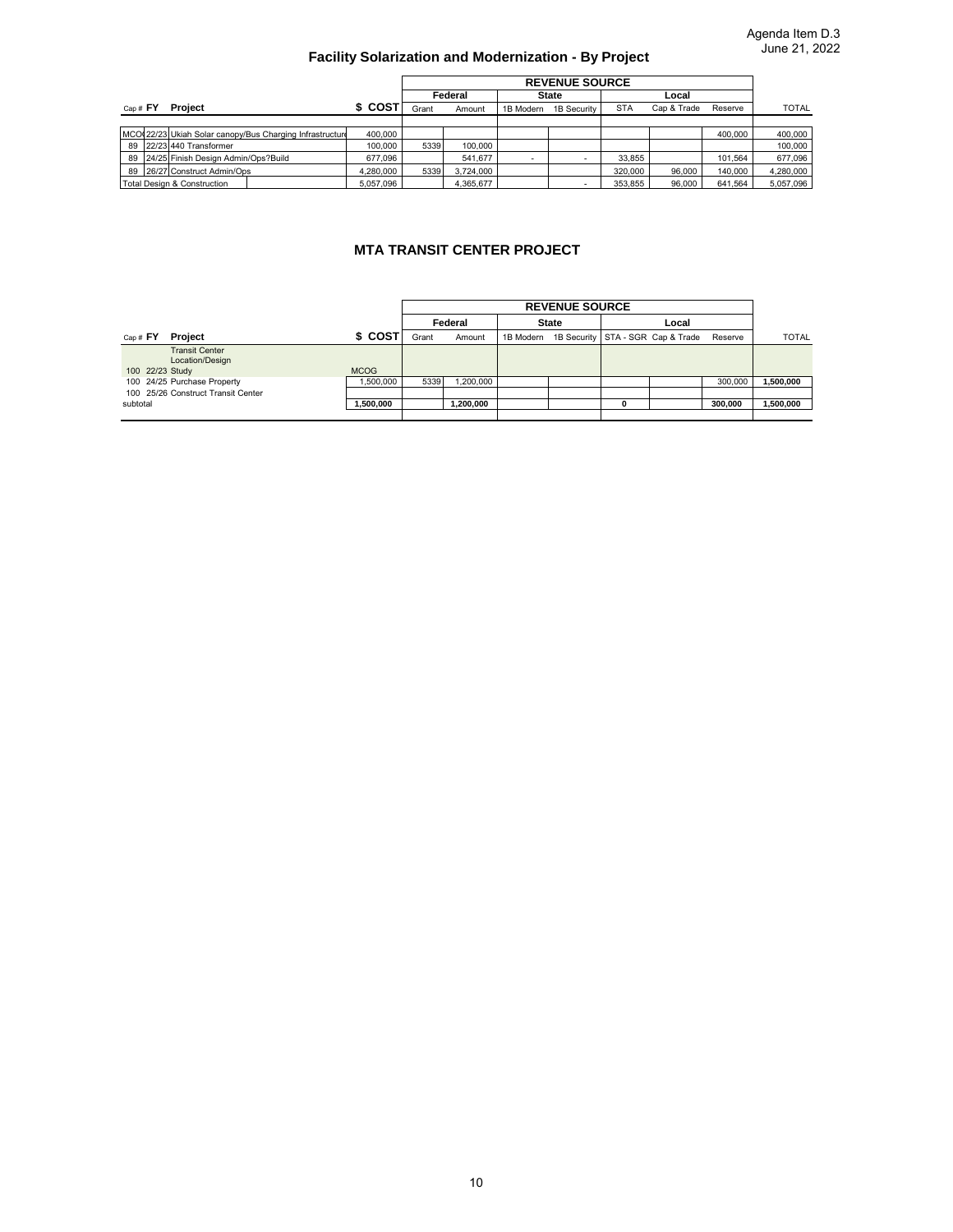Agenda Item D.3
June 21, 2022

## Facility Solarization and Modernization - By Project

| | | | | REVENUE SOURCE | | | | | | | | |
|---|---|---|---|---|---|---|---|---|---|---|---|---|
| | | | | Federal | | State | | Local | | | | |
| Cap # | FY | Project | $ COST | Grant | Amount | 1B Modern | 1B Security | STA | Cap & Trade | Reserve | TOTAL |
| MCO( | 22/23 | Ukiah Solar canopy/Bus Charging Infrastructure | 400,000 | | | | | | | 400,000 | 400,000 |
| 89 | 22/23 | 440 Transformer | 100,000 | 5339 | 100,000 | | | | | | 100,000 |
| 89 | 24/25 | Finish Design Admin/Ops?Build | 677,096 | | 541,677 | - | - | 33,855 | | 101,564 | 677,096 |
| 89 | 26/27 | Construct Admin/Ops | 4,280,000 | 5339 | 3,724,000 | | | 320,000 | 96,000 | 140,000 | 4,280,000 |
| Total Design & Construction | | | 5,057,096 | | 4,365,677 | | - | 353,855 | 96,000 | 641,564 | 5,057,096 |

## MTA TRANSIT CENTER PROJECT

| | | | | REVENUE SOURCE | | | | | | | |
|---|---|---|---|---|---|---|---|---|---|---|---|
| | | | | Federal | | State | | Local | | | |
| Cap # | FY | Project | $ COST | Grant | Amount | 1B Modern | 1B Security | STA - SGR | Cap & Trade | Reserve | TOTAL |
| 100 | 22/23 | Transit Center Location/Design Study | MCOG | | | | | | | | |
| 100 | 24/25 | Purchase Property | 1,500,000 | 5339 | 1,200,000 | | | | | 300,000 | **1,500,000** |
| 100 | 25/26 | Construct Transit Center | | | | | | | | | |
| subtotal | | | **1,500,000** | | **1,200,000** | | | **0** | | **300,000** | **1,500,000** |